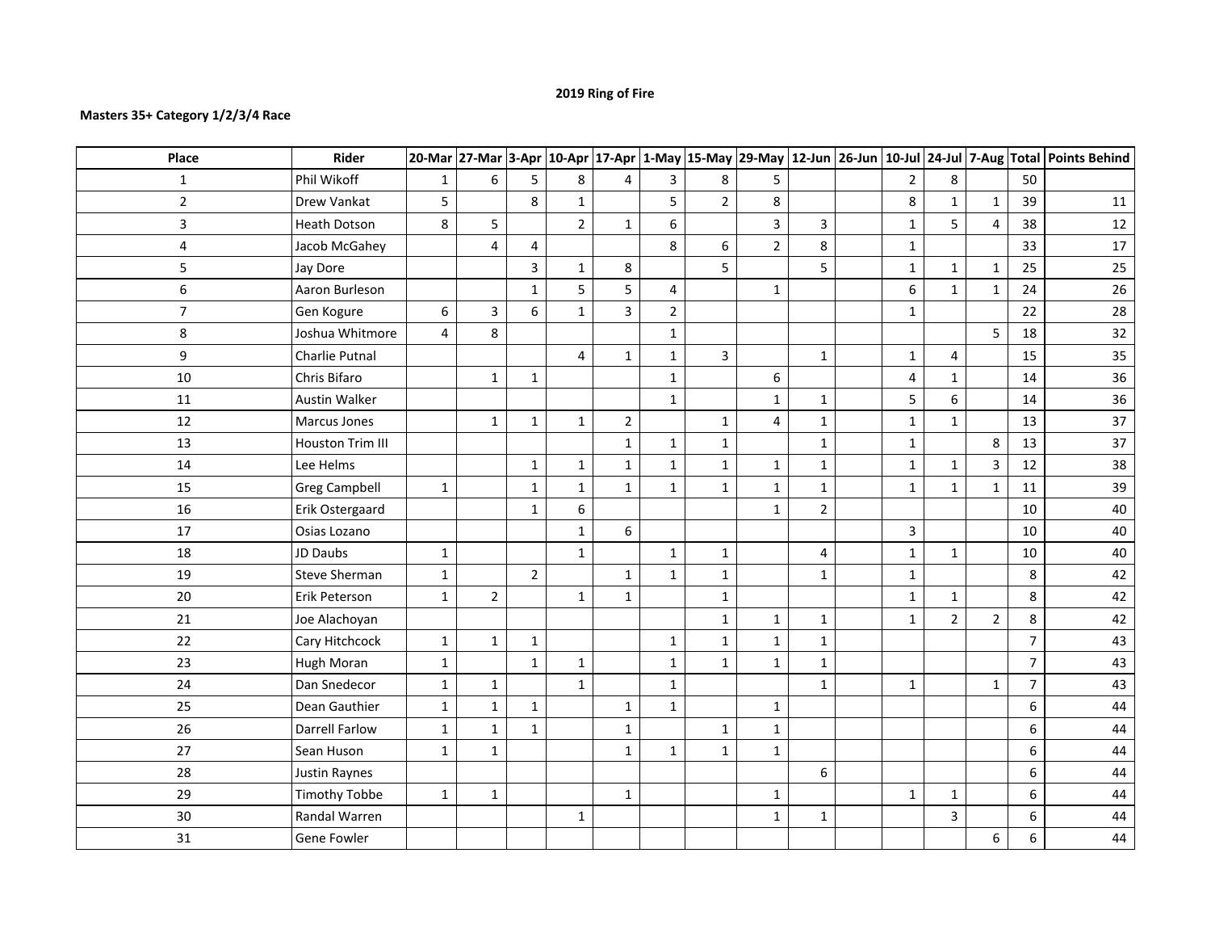# 2019 Ring of Fire

**Masters 35+ Category 1/2/3/4 Race**

| Place | Rider | 20-Mar | 27-Mar | 3-Apr | 10-Apr | 17-Apr | 1-May | 15-May | 29-May | 12-Jun | 26-Jun | 10-Jul | 24-Jul | 7-Aug | Total | Points Behind |
|---|---|---|---|---|---|---|---|---|---|---|---|---|---|---|---|---|
| 1 | Phil Wikoff | 1 | 6 | 5 | 8 | 4 | 3 | 8 | 5 | | | 2 | 8 | | 50 | |
| 2 | Drew Vankat | 5 | | 8 | 1 | | 5 | 2 | 8 | | | 8 | 1 | 1 | 39 | 11 |
| 3 | Heath Dotson | 8 | 5 | | 2 | 1 | 6 | | 3 | 3 | | 1 | 5 | 4 | 38 | 12 |
| 4 | Jacob McGahey | | 4 | 4 | | | 8 | 6 | 2 | 8 | | 1 | | | 33 | 17 |
| 5 | Jay Dore | | | 3 | 1 | 8 | | 5 | | 5 | | 1 | 1 | 1 | 25 | 25 |
| 6 | Aaron Burleson | | | 1 | 5 | 5 | 4 | | 1 | | | 6 | 1 | 1 | 24 | 26 |
| 7 | Gen Kogure | 6 | 3 | 6 | 1 | 3 | 2 | | | | | 1 | | | 22 | 28 |
| 8 | Joshua Whitmore | 4 | 8 | | | | 1 | | | | | | | 5 | 18 | 32 |
| 9 | Charlie Putnal | | | | 4 | 1 | 1 | 3 | | 1 | | 1 | 4 | | 15 | 35 |
| 10 | Chris Bifaro | | 1 | 1 | | | 1 | | 6 | | | 4 | 1 | | 14 | 36 |
| 11 | Austin Walker | | | | | | 1 | | 1 | 1 | | 5 | 6 | | 14 | 36 |
| 12 | Marcus Jones | | 1 | 1 | 1 | 2 | | 1 | 4 | 1 | | 1 | 1 | | 13 | 37 |
| 13 | Houston Trim III | | | | | 1 | 1 | 1 | | 1 | | 1 | | 8 | 13 | 37 |
| 14 | Lee Helms | | | 1 | 1 | 1 | 1 | 1 | 1 | 1 | | 1 | 1 | 3 | 12 | 38 |
| 15 | Greg Campbell | 1 | | 1 | 1 | 1 | 1 | 1 | 1 | 1 | | 1 | 1 | 1 | 11 | 39 |
| 16 | Erik Ostergaard | | | 1 | 6 | | | | 1 | 2 | | | | | 10 | 40 |
| 17 | Osias Lozano | | | | 1 | 6 | | | | | | 3 | | | 10 | 40 |
| 18 | JD Daubs | 1 | | | 1 | | 1 | 1 | | 4 | | 1 | 1 | | 10 | 40 |
| 19 | Steve Sherman | 1 | | 2 | | 1 | 1 | 1 | | 1 | | 1 | | | 8 | 42 |
| 20 | Erik Peterson | 1 | 2 | | 1 | 1 | | 1 | | | | 1 | 1 | | 8 | 42 |
| 21 | Joe Alachoyan | | | | | | | 1 | 1 | 1 | | 1 | 2 | 2 | 8 | 42 |
| 22 | Cary Hitchcock | 1 | 1 | 1 | | | 1 | 1 | 1 | 1 | | | | | 7 | 43 |
| 23 | Hugh Moran | 1 | | 1 | 1 | | 1 | 1 | 1 | 1 | | | | | 7 | 43 |
| 24 | Dan Snedecor | 1 | 1 | | 1 | | 1 | | | 1 | | 1 | | 1 | 7 | 43 |
| 25 | Dean Gauthier | 1 | 1 | 1 | | 1 | 1 | | 1 | | | | | | 6 | 44 |
| 26 | Darrell Farlow | 1 | 1 | 1 | | 1 | | 1 | 1 | | | | | | 6 | 44 |
| 27 | Sean Huson | 1 | 1 | | | 1 | 1 | 1 | 1 | | | | | | 6 | 44 |
| 28 | Justin Raynes | | | | | | | | | 6 | | | | | 6 | 44 |
| 29 | Timothy Tobbe | 1 | 1 | | | 1 | | | 1 | | | 1 | 1 | | 6 | 44 |
| 30 | Randal Warren | | | | 1 | | | | 1 | 1 | | | 3 | | 6 | 44 |
| 31 | Gene Fowler | | | | | | | | | | | | | 6 | 6 | 44 |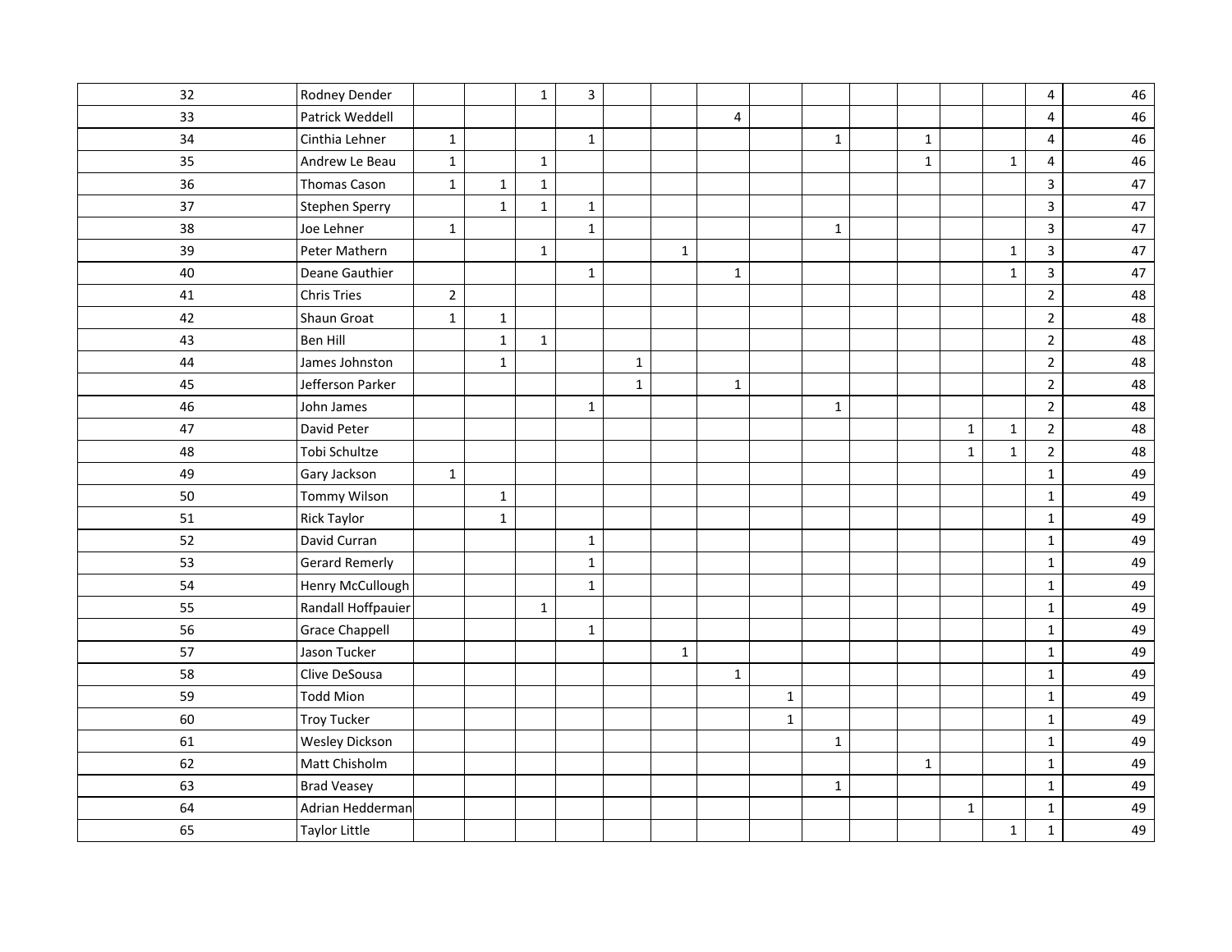| | | | | | | | | | | | | | | | | |
|---|---|---|---|---|---|---|---|---|---|---|---|---|---|---|---|---|
| 32 | Rodney Dender | | | 1 | 3 | | | | | | | | | | 4 | 46 |
| 33 | Patrick Weddell | | | | | | | 4 | | | | | | | 4 | 46 |
| 34 | Cinthia Lehner | 1 | | | 1 | | | | | 1 | | 1 | | | 4 | 46 |
| 35 | Andrew Le Beau | 1 | | 1 | | | | | | | | 1 | | 1 | 4 | 46 |
| 36 | Thomas Cason | 1 | 1 | 1 | | | | | | | | | | | 3 | 47 |
| 37 | Stephen Sperry | | 1 | 1 | 1 | | | | | | | | | | 3 | 47 |
| 38 | Joe Lehner | 1 | | | 1 | | | | | 1 | | | | | 3 | 47 |
| 39 | Peter Mathern | | | 1 | | | 1 | | | | | | | 1 | 3 | 47 |
| 40 | Deane Gauthier | | | | 1 | | | 1 | | | | | | 1 | 3 | 47 |
| 41 | Chris Tries | 2 | | | | | | | | | | | | | 2 | 48 |
| 42 | Shaun Groat | 1 | 1 | | | | | | | | | | | | 2 | 48 |
| 43 | Ben Hill | | 1 | 1 | | | | | | | | | | | 2 | 48 |
| 44 | James Johnston | | 1 | | | 1 | | | | | | | | | 2 | 48 |
| 45 | Jefferson Parker | | | | | 1 | | 1 | | | | | | | 2 | 48 |
| 46 | John James | | | | 1 | | | | | 1 | | | | | 2 | 48 |
| 47 | David Peter | | | | | | | | | | | | 1 | 1 | 2 | 48 |
| 48 | Tobi Schultze | | | | | | | | | | | | 1 | 1 | 2 | 48 |
| 49 | Gary Jackson | 1 | | | | | | | | | | | | | 1 | 49 |
| 50 | Tommy Wilson | | 1 | | | | | | | | | | | | 1 | 49 |
| 51 | Rick Taylor | | 1 | | | | | | | | | | | | 1 | 49 |
| 52 | David Curran | | | | 1 | | | | | | | | | | 1 | 49 |
| 53 | Gerard Remerly | | | | 1 | | | | | | | | | | 1 | 49 |
| 54 | Henry McCullough | | | | 1 | | | | | | | | | | 1 | 49 |
| 55 | Randall Hoffpauier | | | 1 | | | | | | | | | | | 1 | 49 |
| 56 | Grace Chappell | | | | 1 | | | | | | | | | | 1 | 49 |
| 57 | Jason Tucker | | | | | | 1 | | | | | | | | 1 | 49 |
| 58 | Clive DeSousa | | | | | | | 1 | | | | | | | 1 | 49 |
| 59 | Todd Mion | | | | | | | | 1 | | | | | | 1 | 49 |
| 60 | Troy Tucker | | | | | | | | 1 | | | | | | 1 | 49 |
| 61 | Wesley Dickson | | | | | | | | | 1 | | | | | 1 | 49 |
| 62 | Matt Chisholm | | | | | | | | | | | 1 | | | 1 | 49 |
| 63 | Brad Veasey | | | | | | | | | 1 | | | | | 1 | 49 |
| 64 | Adrian Hedderman | | | | | | | | | | | | 1 | | 1 | 49 |
| 65 | Taylor Little | | | | | | | | | | | | | 1 | 1 | 49 |